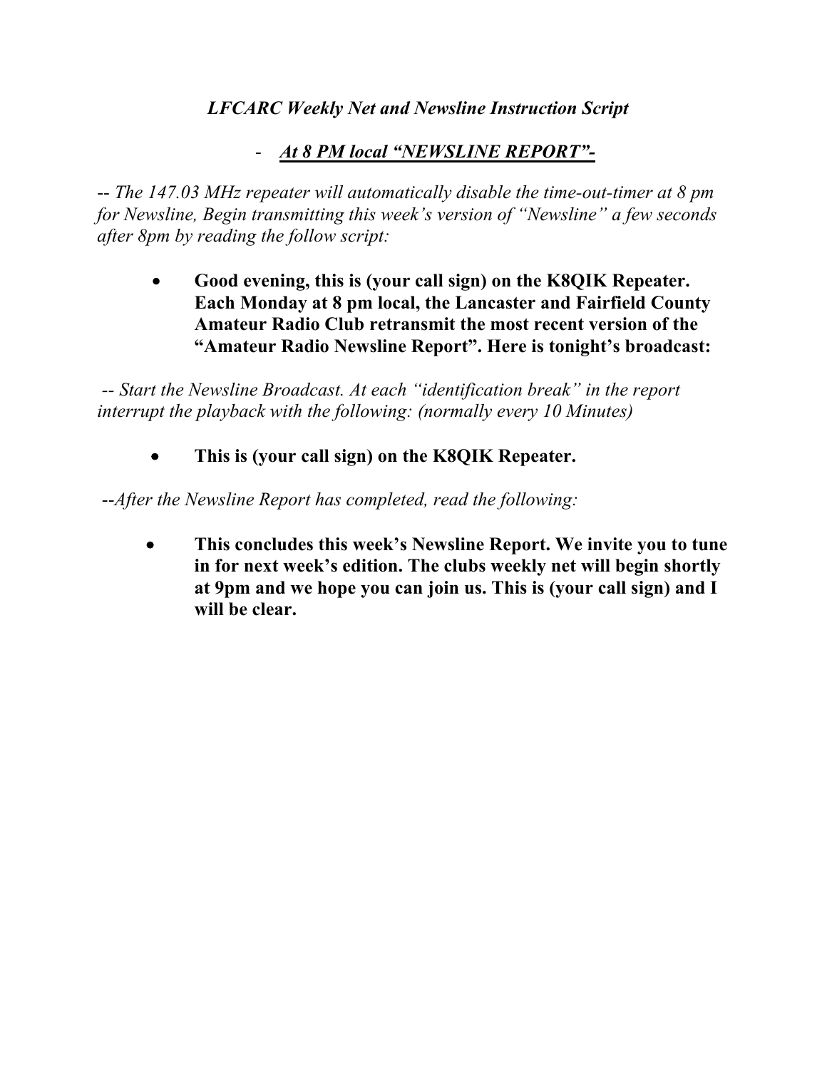# *LFCARC Weekly Net and Newsline Instruction Script*

## - ***<u>At 8 PM local "NEWSLINE REPORT"-</u>***

*-- The 147.03 MHz repeater will automatically disable the time-out-timer at 8 pm for Newsline, Begin transmitting this week's version of "Newsline" a few seconds after 8pm by reading the follow script:*

- **Good evening, this is (your call sign) on the K8QIK Repeater. Each Monday at 8 pm local, the Lancaster and Fairfield County Amateur Radio Club retransmit the most recent version of the "Amateur Radio Newsline Report". Here is tonight's broadcast:**

*-- Start the Newsline Broadcast. At each "identification break" in the report interrupt the playback with the following: (normally every 10 Minutes)*

- **This is (your call sign) on the K8QIK Repeater.**

*--After the Newsline Report has completed, read the following:*

- **This concludes this week's Newsline Report. We invite you to tune in for next week's edition. The clubs weekly net will begin shortly at 9pm and we hope you can join us. This is (your call sign) and I will be clear.**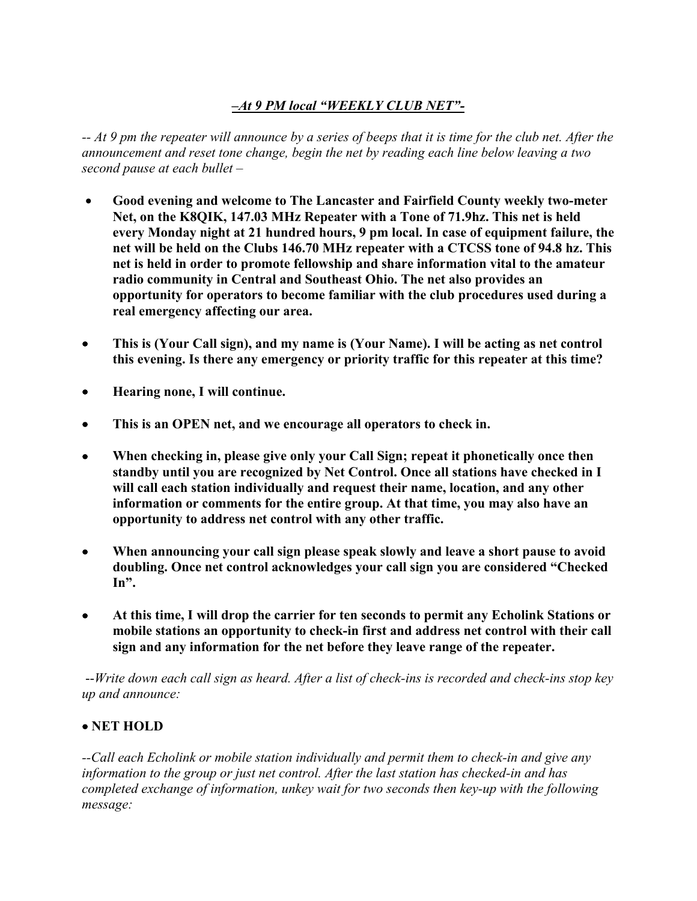### *–At 9 PM local "WEEKLY CLUB NET"-*

*-- At 9 pm the repeater will announce by a series of beeps that it is time for the club net. After the announcement and reset tone change, begin the net by reading each line below leaving a two second pause at each bullet –*

- **Good evening and welcome to The Lancaster and Fairfield County weekly two-meter Net, on the K8QIK, 147.03 MHz Repeater with a Tone of 71.9hz. This net is held every Monday night at 21 hundred hours, 9 pm local. In case of equipment failure, the net will be held on the Clubs 146.70 MHz repeater with a CTCSS tone of 94.8 hz. This net is held in order to promote fellowship and share information vital to the amateur radio community in Central and Southeast Ohio. The net also provides an opportunity for operators to become familiar with the club procedures used during a real emergency affecting our area.**

- **This is (Your Call sign), and my name is (Your Name). I will be acting as net control this evening. Is there any emergency or priority traffic for this repeater at this time?**

- **Hearing none, I will continue.**

- **This is an OPEN net, and we encourage all operators to check in.**

- **When checking in, please give only your Call Sign; repeat it phonetically once then standby until you are recognized by Net Control. Once all stations have checked in I will call each station individually and request their name, location, and any other information or comments for the entire group. At that time, you may also have an opportunity to address net control with any other traffic.**

- **When announcing your call sign please speak slowly and leave a short pause to avoid doubling. Once net control acknowledges your call sign you are considered "Checked In".**

- **At this time, I will drop the carrier for ten seconds to permit any Echolink Stations or mobile stations an opportunity to check-in first and address net control with their call sign and any information for the net before they leave range of the repeater.**

*--Write down each call sign as heard. After a list of check-ins is recorded and check-ins stop key up and announce:*

- **NET HOLD**

*--Call each Echolink or mobile station individually and permit them to check-in and give any information to the group or just net control. After the last station has checked-in and has completed exchange of information, unkey wait for two seconds then key-up with the following message:*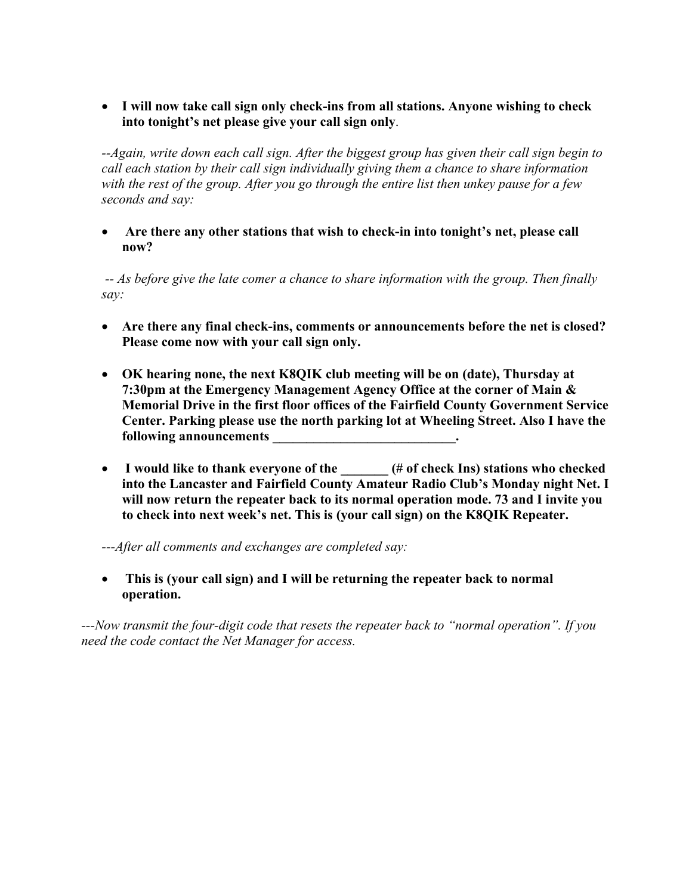- **I will now take call sign only check-ins from all stations. Anyone wishing to check into tonight's net please give your call sign only**.

*--Again, write down each call sign. After the biggest group has given their call sign begin to call each station by their call sign individually giving them a chance to share information with the rest of the group. After you go through the entire list then unkey pause for a few seconds and say:*

- **Are there any other stations that wish to check-in into tonight's net, please call now?**

*-- As before give the late comer a chance to share information with the group. Then finally say:*

- **Are there any final check-ins, comments or announcements before the net is closed? Please come now with your call sign only.**

- **OK hearing none, the next K8QIK club meeting will be on (date), Thursday at 7:30pm at the Emergency Management Agency Office at the corner of Main & Memorial Drive in the first floor offices of the Fairfield County Government Service Center. Parking please use the north parking lot at Wheeling Street. Also I have the following announcements ___________________________.**

- **I would like to thank everyone of the _______ (# of check Ins) stations who checked into the Lancaster and Fairfield County Amateur Radio Club's Monday night Net. I will now return the repeater back to its normal operation mode. 73 and I invite you to check into next week's net. This is (your call sign) on the K8QIK Repeater.**

*---After all comments and exchanges are completed say:*

- **This is (your call sign) and I will be returning the repeater back to normal operation.**

*---Now transmit the four-digit code that resets the repeater back to "normal operation". If you need the code contact the Net Manager for access.*